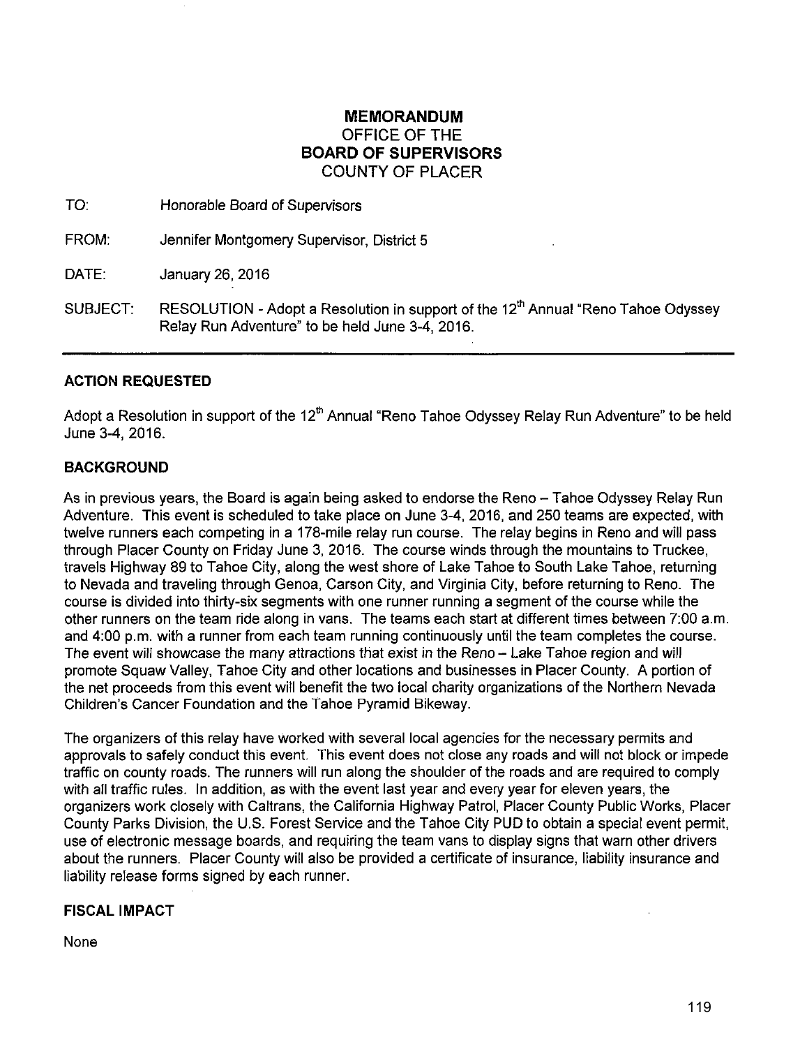# MEMORANDUM
## OFFICE OF THE
## BOARD OF SUPERVISORS
## COUNTY OF PLACER

TO: Honorable Board of Supervisors

FROM: Jennifer Montgomery Supervisor, District 5

DATE: January 26, 2016

SUBJECT: RESOLUTION - Adopt a Resolution in support of the 12th Annual "Reno Tahoe Odyssey Relay Run Adventure" to be held June 3-4, 2016.

---

### ACTION REQUESTED

Adopt a Resolution in support of the 12th Annual "Reno Tahoe Odyssey Relay Run Adventure" to be held June 3-4, 2016.

### BACKGROUND

As in previous years, the Board is again being asked to endorse the Reno – Tahoe Odyssey Relay Run Adventure. This event is scheduled to take place on June 3-4, 2016, and 250 teams are expected, with twelve runners each competing in a 178-mile relay run course. The relay begins in Reno and will pass through Placer County on Friday June 3, 2016. The course winds through the mountains to Truckee, travels Highway 89 to Tahoe City, along the west shore of Lake Tahoe to South Lake Tahoe, returning to Nevada and traveling through Genoa, Carson City, and Virginia City, before returning to Reno. The course is divided into thirty-six segments with one runner running a segment of the course while the other runners on the team ride along in vans. The teams each start at different times between 7:00 a.m. and 4:00 p.m. with a runner from each team running continuously until the team completes the course. The event will showcase the many attractions that exist in the Reno – Lake Tahoe region and will promote Squaw Valley, Tahoe City and other locations and businesses in Placer County. A portion of the net proceeds from this event will benefit the two local charity organizations of the Northern Nevada Children's Cancer Foundation and the Tahoe Pyramid Bikeway.

The organizers of this relay have worked with several local agencies for the necessary permits and approvals to safely conduct this event. This event does not close any roads and will not block or impede traffic on county roads. The runners will run along the shoulder of the roads and are required to comply with all traffic rules. In addition, as with the event last year and every year for eleven years, the organizers work closely with Caltrans, the California Highway Patrol, Placer County Public Works, Placer County Parks Division, the U.S. Forest Service and the Tahoe City PUD to obtain a special event permit, use of electronic message boards, and requiring the team vans to display signs that warn other drivers about the runners. Placer County will also be provided a certificate of insurance, liability insurance and liability release forms signed by each runner.

### FISCAL IMPACT

None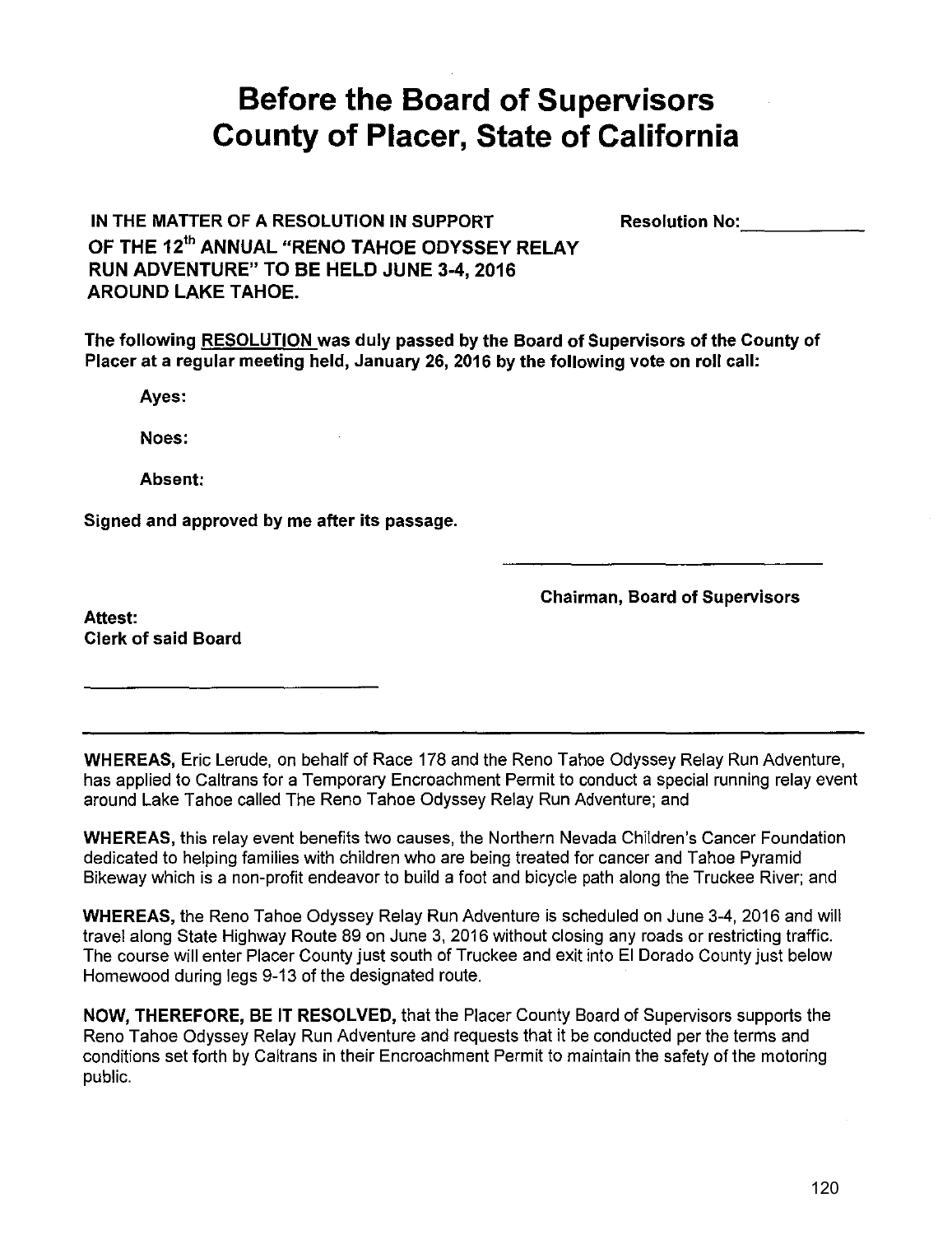# Before the Board of Supervisors County of Placer, State of California

**IN THE MATTER OF A RESOLUTION IN SUPPORT OF THE 12th ANNUAL "RENO TAHOE ODYSSEY RELAY RUN ADVENTURE" TO BE HELD JUNE 3-4, 2016 AROUND LAKE TAHOE.**

**Resolution No:\_\_\_\_\_\_\_\_\_\_\_\_**

**The following RESOLUTION was duly passed by the Board of Supervisors of the County of Placer at a regular meeting held, January 26, 2016 by the following vote on roll call:**

**Ayes:**

**Noes:**

**Absent:**

**Signed and approved by me after its passage.**

\_\_\_\_\_\_\_\_\_\_\_\_\_\_\_\_\_\_\_\_\_\_\_\_\_\_\_\_\_\_

**Chairman, Board of Supervisors**

**Attest:**
**Clerk of said Board**

\_\_\_\_\_\_\_\_\_\_\_\_\_\_\_\_\_\_\_\_\_\_\_\_\_\_\_\_\_\_

---

**WHEREAS,** Eric Lerude, on behalf of Race 178 and the Reno Tahoe Odyssey Relay Run Adventure, has applied to Caltrans for a Temporary Encroachment Permit to conduct a special running relay event around Lake Tahoe called The Reno Tahoe Odyssey Relay Run Adventure; and

**WHEREAS,** this relay event benefits two causes, the Northern Nevada Children's Cancer Foundation dedicated to helping families with children who are being treated for cancer and Tahoe Pyramid Bikeway which is a non-profit endeavor to build a foot and bicycle path along the Truckee River; and

**WHEREAS,** the Reno Tahoe Odyssey Relay Run Adventure is scheduled on June 3-4, 2016 and will travel along State Highway Route 89 on June 3, 2016 without closing any roads or restricting traffic. The course will enter Placer County just south of Truckee and exit into El Dorado County just below Homewood during legs 9-13 of the designated route.

**NOW, THEREFORE, BE IT RESOLVED,** that the Placer County Board of Supervisors supports the Reno Tahoe Odyssey Relay Run Adventure and requests that it be conducted per the terms and conditions set forth by Caltrans in their Encroachment Permit to maintain the safety of the motoring public.